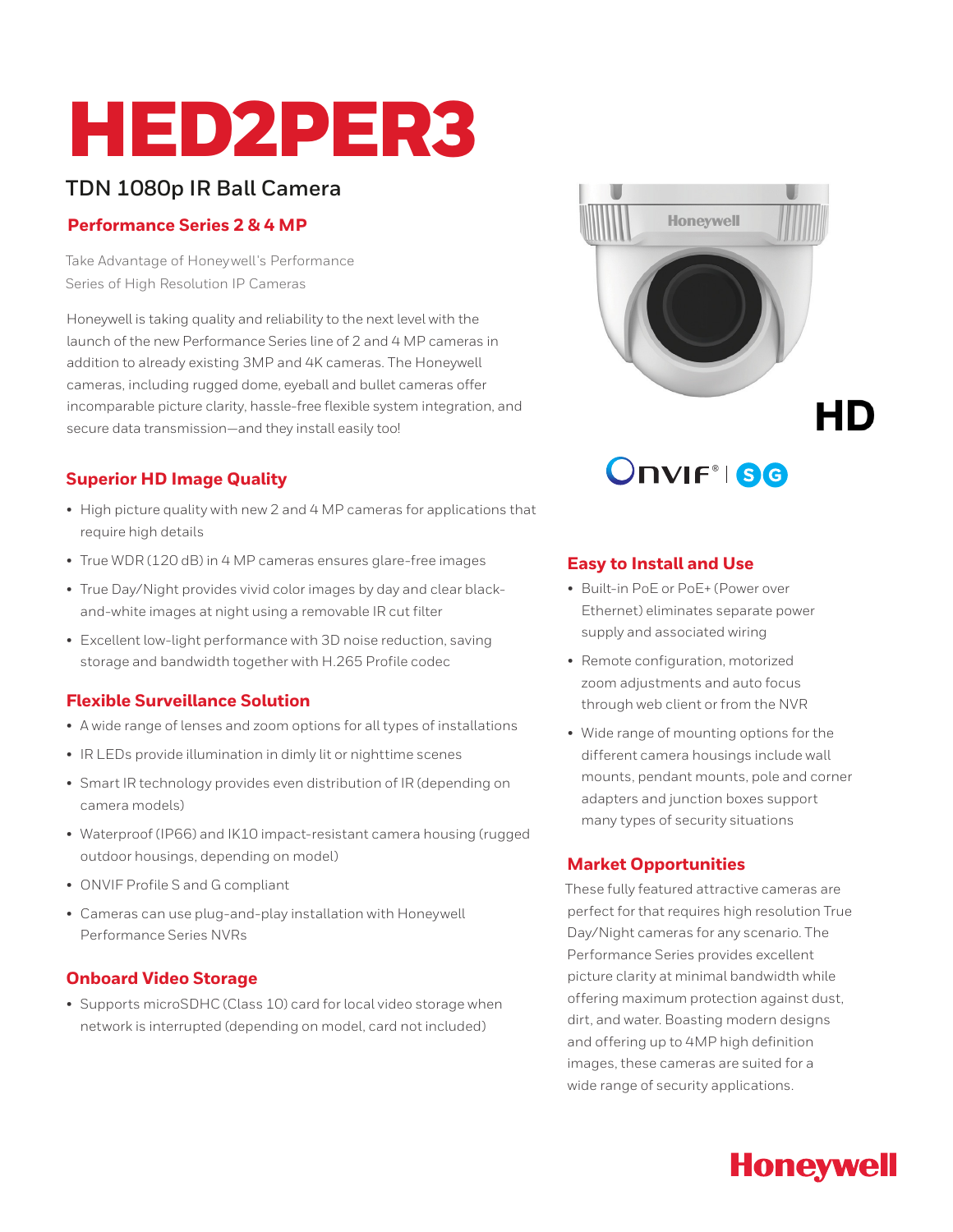# HED2PER3

## TDN 1080p IR Ball Camera

### Performance Series 2 & 4 MP

Take Advantage of Honeywell's Performance Series of High Resolution IP Cameras

Honeywell is taking quality and reliability to the next level with the launch of the new Performance Series line of 2 and 4 MP cameras in addition to already existing 3MP and 4K cameras. The Honeywell cameras, including rugged dome, eyeball and bullet cameras offer incomparable picture clarity, hassle-free flexible system integration, and secure data transmission—and they install easily too!

### Superior HD Image Quality

- High picture quality with new 2 and 4 MP cameras for applications that require high details
- True WDR (120 dB) in 4 MP cameras ensures glare-free images
- True Day/Night provides vivid color images by day and clear black-and-white images at night using a removable IR cut filter
- Excellent low-light performance with 3D noise reduction, saving storage and bandwidth together with H.265 Profile codec

### Flexible Surveillance Solution

- A wide range of lenses and zoom options for all types of installations
- IR LEDs provide illumination in dimly lit or nighttime scenes
- Smart IR technology provides even distribution of IR (depending on camera models)
- Waterproof (IP66) and IK10 impact-resistant camera housing (rugged outdoor housings, depending on model)
- ONVIF Profile S and G compliant
- Cameras can use plug-and-play installation with Honeywell Performance Series NVRs

### Onboard Video Storage

- Supports microSDHC (Class 10) card for local video storage when network is interrupted (depending on model, card not included)

HD

ONVIF® | S G

### Easy to Install and Use

- Built-in PoE or PoE+ (Power over Ethernet) eliminates separate power supply and associated wiring
- Remote configuration, motorized zoom adjustments and auto focus through web client or from the NVR
- Wide range of mounting options for the different camera housings include wall mounts, pendant mounts, pole and corner adapters and junction boxes support many types of security situations

### Market Opportunities

These fully featured attractive cameras are perfect for that requires high resolution True Day/Night cameras for any scenario. The Performance Series provides excellent picture clarity at minimal bandwidth while offering maximum protection against dust, dirt, and water. Boasting modern designs and offering up to 4MP high definition images, these cameras are suited for a wide range of security applications.

Honeywell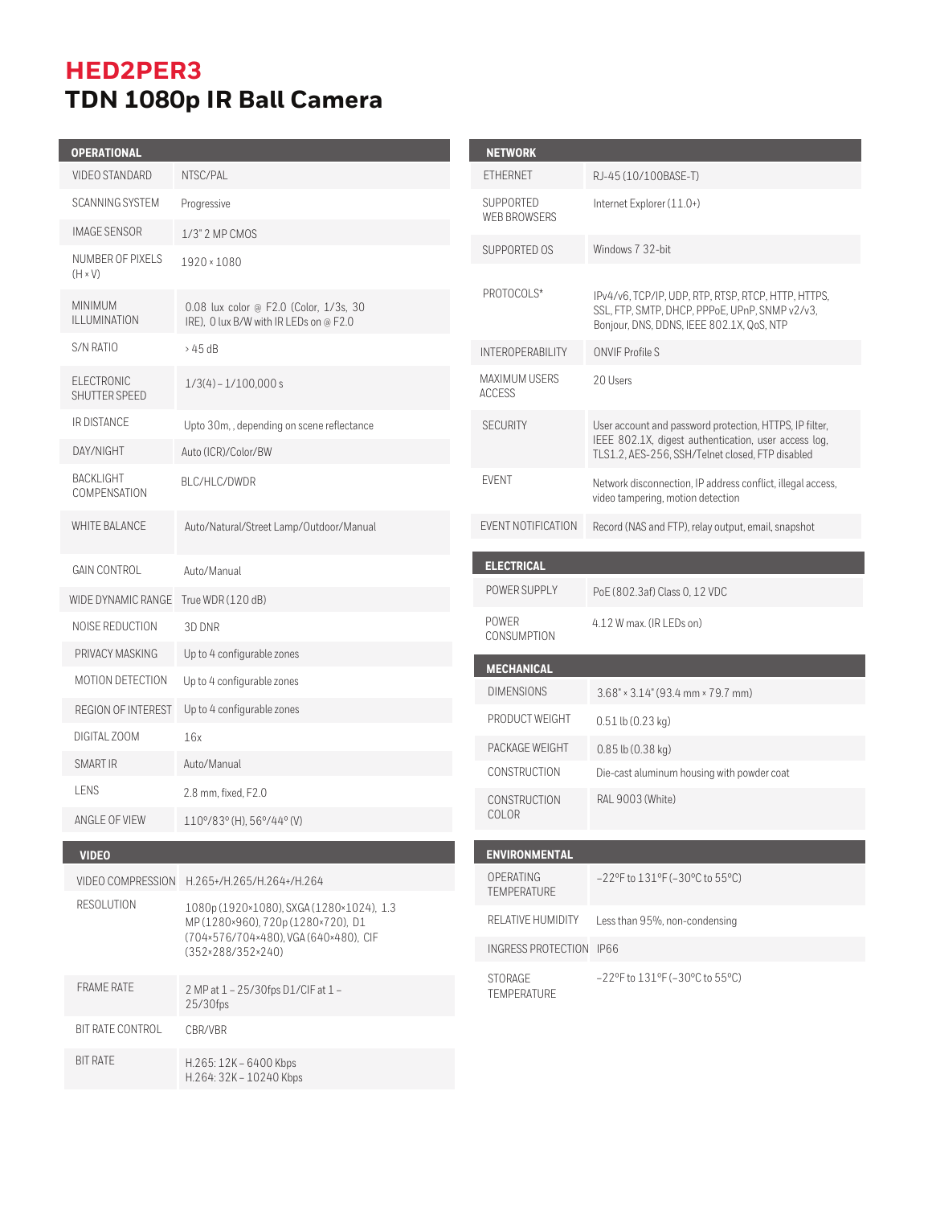# HED2PER3

## TDN 1080p IR Ball Camera

| OPERATIONAL | |
|---|---|
| VIDEO STANDARD | NTSC/PAL |
| SCANNING SYSTEM | Progressive |
| IMAGE SENSOR | 1/3" 2 MP CMOS |
| NUMBER OF PIXELS (H × V) | 1920 × 1080 |
| MINIMUM ILLUMINATION | 0.08 lux color @ F2.0 (Color, 1/3s, 30 IRE), 0 lux B/W with IR LEDs on @ F2.0 |
| S/N RATIO | › 45 dB |
| ELECTRONIC SHUTTER SPEED | 1/3(4) – 1/100,000 s |
| IR DISTANCE | Upto 30m, , depending on scene reflectance |
| DAY/NIGHT | Auto (ICR)/Color/BW |
| BACKLIGHT COMPENSATION | BLC/HLC/DWDR |
| WHITE BALANCE | Auto/Natural/Street Lamp/Outdoor/Manual |
| GAIN CONTROL | Auto/Manual |
| WIDE DYNAMIC RANGE | True WDR (120 dB) |
| NOISE REDUCTION | 3D DNR |
| PRIVACY MASKING | Up to 4 configurable zones |
| MOTION DETECTION | Up to 4 configurable zones |
| REGION OF INTEREST | Up to 4 configurable zones |
| DIGITAL ZOOM | 16x |
| SMART IR | Auto/Manual |
| LENS | 2.8 mm, fixed, F2.0 |
| ANGLE OF VIEW | 110°/83° (H), 56°/44° (V) |

| VIDEO | |
|---|---|
| VIDEO COMPRESSION | H.265+/H.265/H.264+/H.264 |
| RESOLUTION | 1080p (1920×1080), SXGA (1280×1024), 1.3 MP (1280×960), 720p (1280×720), D1 (704×576/704×480), VGA (640×480), CIF (352×288/352×240) |
| FRAME RATE | 2 MP at 1 – 25/30fps D1/CIF at 1 – 25/30fps |
| BIT RATE CONTROL | CBR/VBR |
| BIT RATE | H.265: 12K – 6400 Kbps<br>H.264: 32K – 10240 Kbps |

| NETWORK | |
|---|---|
| ETHERNET | RJ-45 (10/100BASE-T) |
| SUPPORTED WEB BROWSERS | Internet Explorer (11.0+) |
| SUPPORTED OS | Windows 7 32-bit |
| PROTOCOLS* | IPv4/v6, TCP/IP, UDP, RTP, RTSP, RTCP, HTTP, HTTPS, SSL, FTP, SMTP, DHCP, PPPoE, UPnP, SNMP v2/v3, Bonjour, DNS, DDNS, IEEE 802.1X, QoS, NTP |
| INTEROPERABILITY | ONVIF Profile S |
| MAXIMUM USERS ACCESS | 20 Users |
| SECURITY | User account and password protection, HTTPS, IP filter, IEEE 802.1X, digest authentication, user access log, TLS1.2, AES-256, SSH/Telnet closed, FTP disabled |
| EVENT | Network disconnection, IP address conflict, illegal access, video tampering, motion detection |
| EVENT NOTIFICATION | Record (NAS and FTP), relay output, email, snapshot |

| ELECTRICAL | |
|---|---|
| POWER SUPPLY | PoE (802.3af) Class 0, 12 VDC |
| POWER CONSUMPTION | 4.12 W max. (IR LEDs on) |

| MECHANICAL | |
|---|---|
| DIMENSIONS | 3.68" × 3.14" (93.4 mm × 79.7 mm) |
| PRODUCT WEIGHT | 0.51 lb (0.23 kg) |
| PACKAGE WEIGHT | 0.85 lb (0.38 kg) |
| CONSTRUCTION | Die-cast aluminum housing with powder coat |
| CONSTRUCTION COLOR | RAL 9003 (White) |

| ENVIRONMENTAL | |
|---|---|
| OPERATING TEMPERATURE | –22°F to 131°F (–30°C to 55°C) |
| RELATIVE HUMIDITY | Less than 95%, non-condensing |
| INGRESS PROTECTION | IP66 |
| STORAGE TEMPERATURE | –22°F to 131°F (–30°C to 55°C) |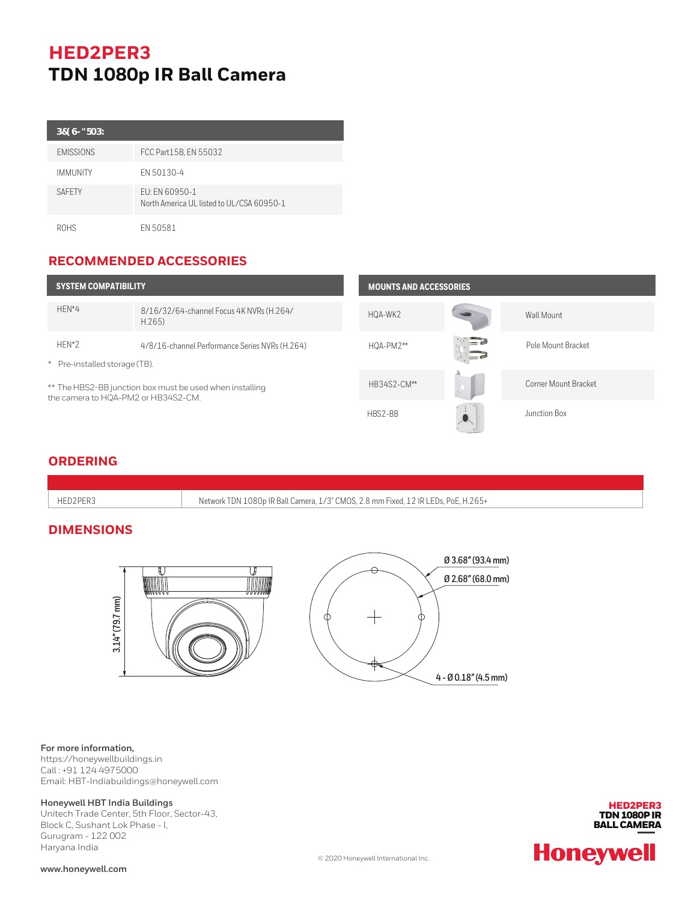# HED2PER3
## TDN 1080p IR Ball Camera

| 3&( 6-"503: | |
|---|---|
| EMISSIONS | FCC Part15B, EN 55032 |
| IMMUNITY | EN 50130-4 |
| SAFETY | EU: EN 60950-1<br>North America UL listed to UL/CSA 60950-1 |
| ROHS | EN 50581 |

## RECOMMENDED ACCESSORIES

| SYSTEM COMPATIBILITY | |
|---|---|
| HEN*4 | 8/16/32/64-channel Focus 4K NVRs (H.264/ H.265) |
| HEN*2 | 4/8/16-channel Performance Series NVRs (H.264) |

\* Pre-installed storage (TB).

** The HBS2-BB junction box must be used when installing the camera to HQA-PM2 or HB34S2-CM.

| MOUNTS AND ACCESSORIES | |
|---|---|
| HQA-WK2 | Wall Mount |
| HQA-PM2** | Pole Mount Bracket |
| HB34S2-CM** | Corner Mount Bracket |
| HBS2-BB | Junction Box |

## ORDERING

| | |
|---|---|
| HED2PER3 | Network TDN 1080p IR Ball Camera, 1/3" CMOS, 2.8 mm Fixed, 12 IR LEDs, PoE, H.265+ |

## DIMENSIONS

3.14" (79.7 mm)

Ø 3.68" (93.4 mm)

Ø 2.68" (68.0 mm)

4 - Ø 0.18" (4.5 mm)

**For more information,**
https://honeywellbuildings.in
Call : +91 124 4975000
Email: HBT-Indiabuildings@honeywell.com

**Honeywell HBT India Buildings**
Unitech Trade Center, 5th Floor, Sector-43,
Block C, Sushant Lok Phase - I,
Gurugram - 122 002
Haryana India

**www.honeywell.com**

© 2020 Honeywell International Inc.

**HED2PER3**
**TDN 1080P IR BALL CAMERA**

**Honeywell**